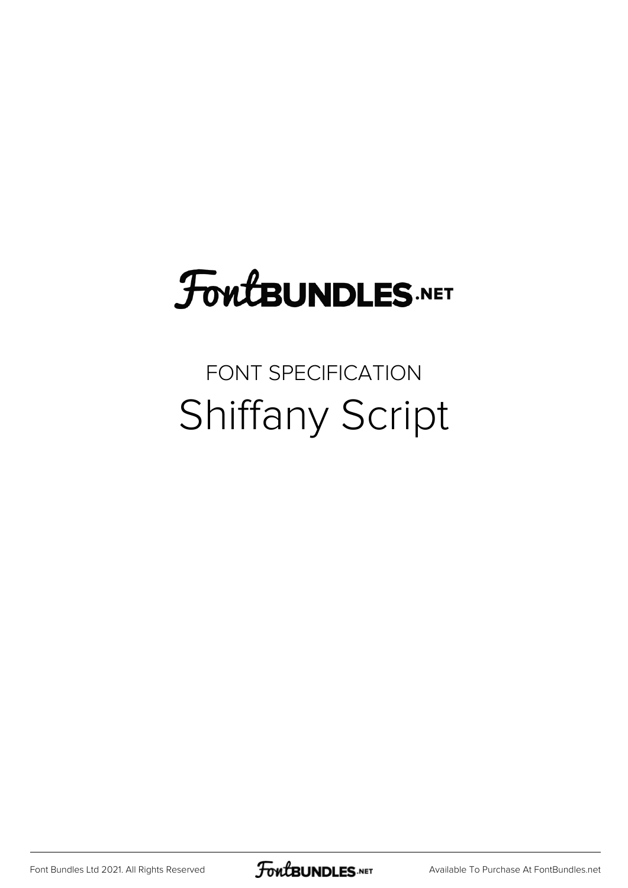FontBUNDLES.NET

FONT SPECIFICATION

# Shiffany Script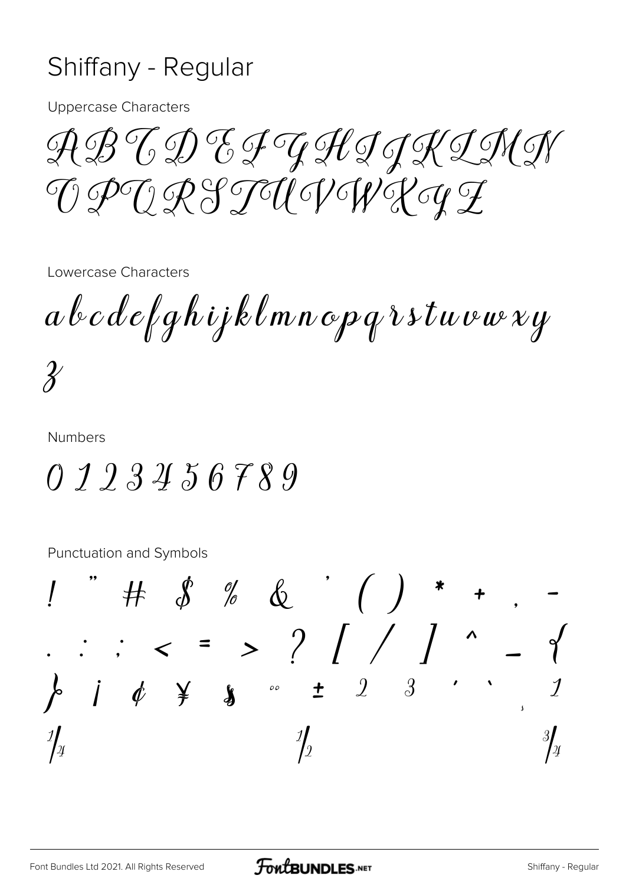# Shiffany - Regular

Uppercase Characters

A B C D E F G H I J K L M N
O P Q R S T U V W X Y Z

Lowercase Characters

a b c d e f g h i j k l m n o p q r s t u v w x y
z

Numbers

0 1 2 3 4 5 6 7 8 9

Punctuation and Symbols

! " # $ % & ' ( ) * + , -
. : ; < = > ? [ / ] ^ _ {
} ¡ ¢ ¥ § ¨ ± ² ³ ´ ` ¸ ¹
¼ ½ ¾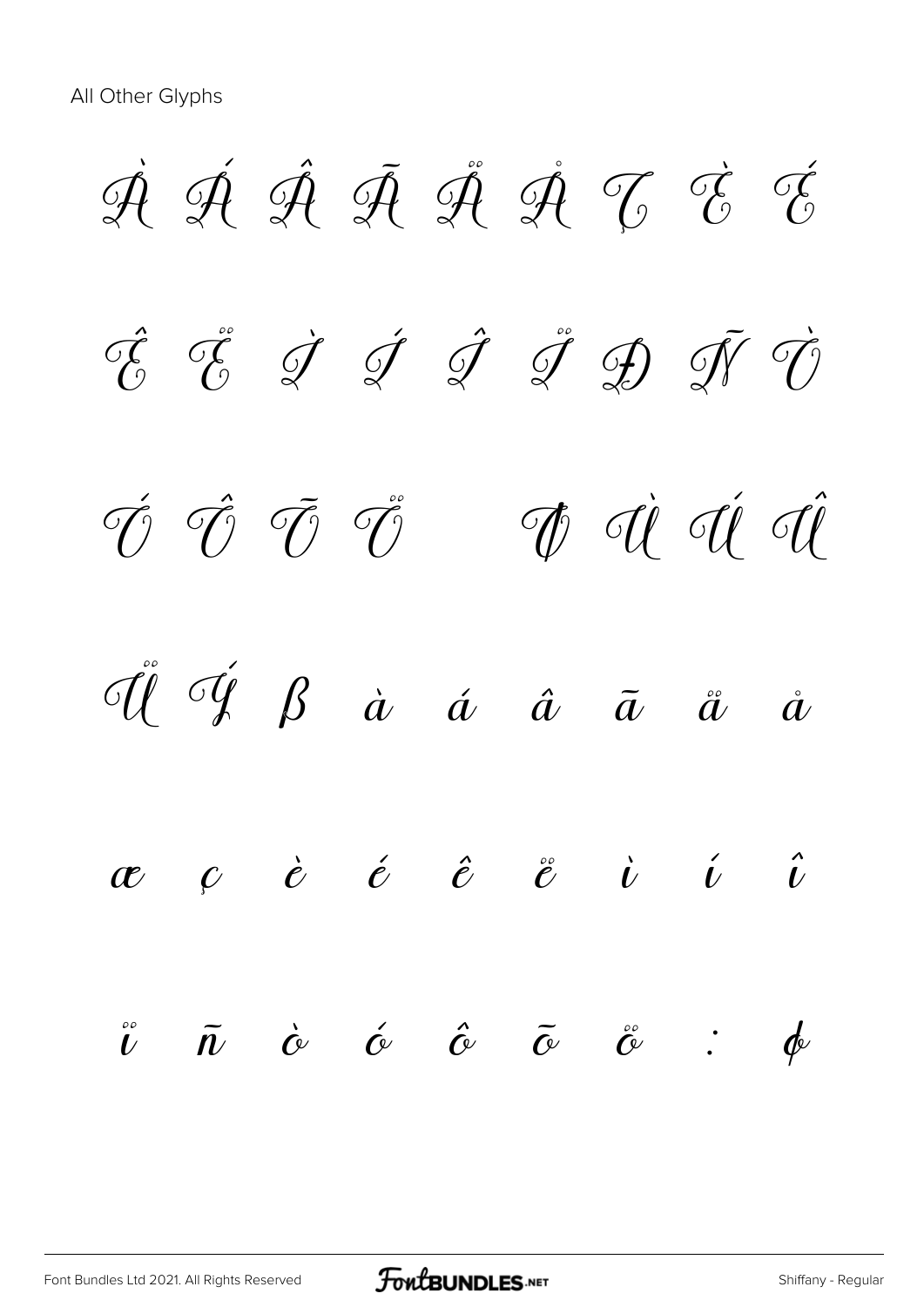All Other Glyphs

À Á Â Ã Ä Å Ç È É

Ê Ë Ì Í Î Ï Đ Ñ Ò

Ó Ô Õ Ö Ø Ù Ú Û

Ü Ý ß à á â ã ä å

æ ç è é ê ë ì í î

ï ñ ò ó ô õ ö : ø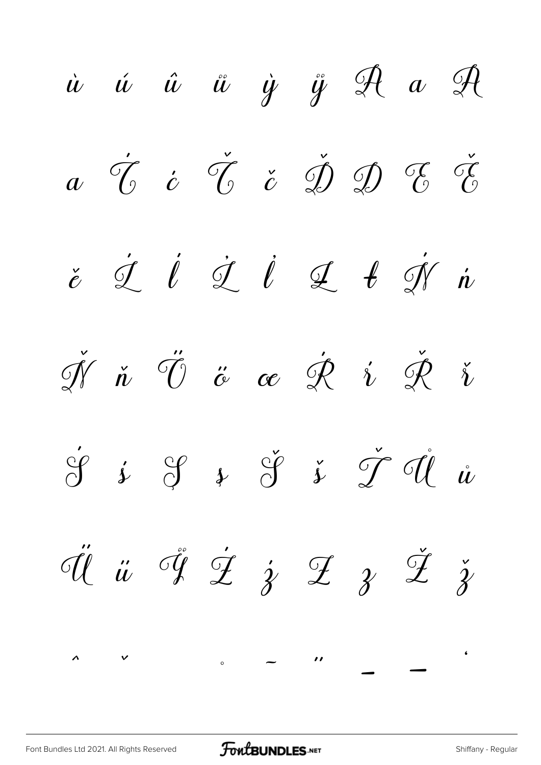ù ú û ű ỳ ÿ Ā ā Ă

ą Ć ć Č č Ď Đ Ę Ě

ě Ĺ ĺ Ľ ľ Ł ł Ń ń

Ň ň Ő ő œ Ŕ ŕ Ř ř

Ś ś Ş ş Š š Ť Ů ů

Ű ű Ÿ Ź ź Ż ż Ž ž

ˆ ˇ ˙ ˚ ˜ ˝ – — ‘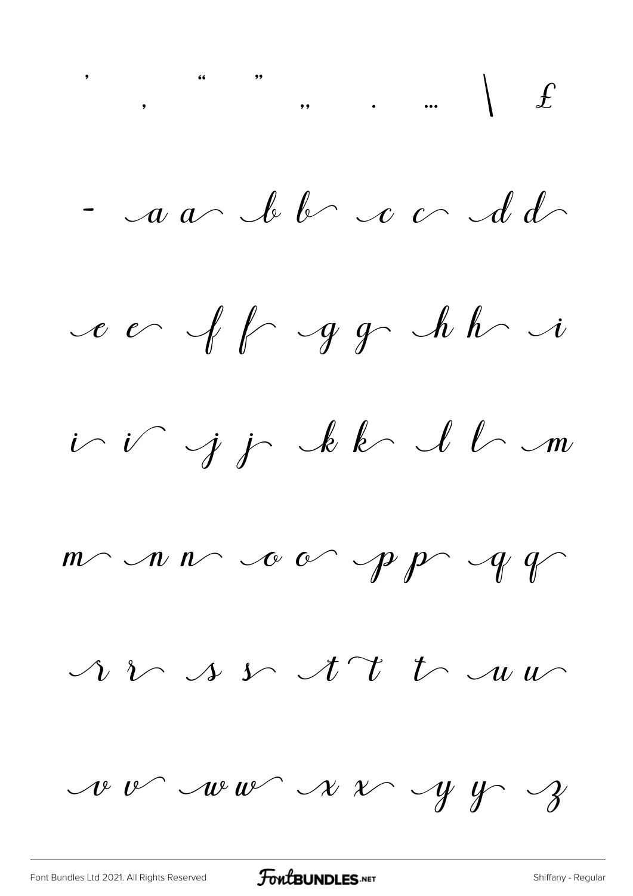' , " " „ . … \ £

- a a b b c c d d

e e f f g g h h i

i i j j k k l l m

m n n o o p p q q

r r s s t t t u u

v v w w x x y y z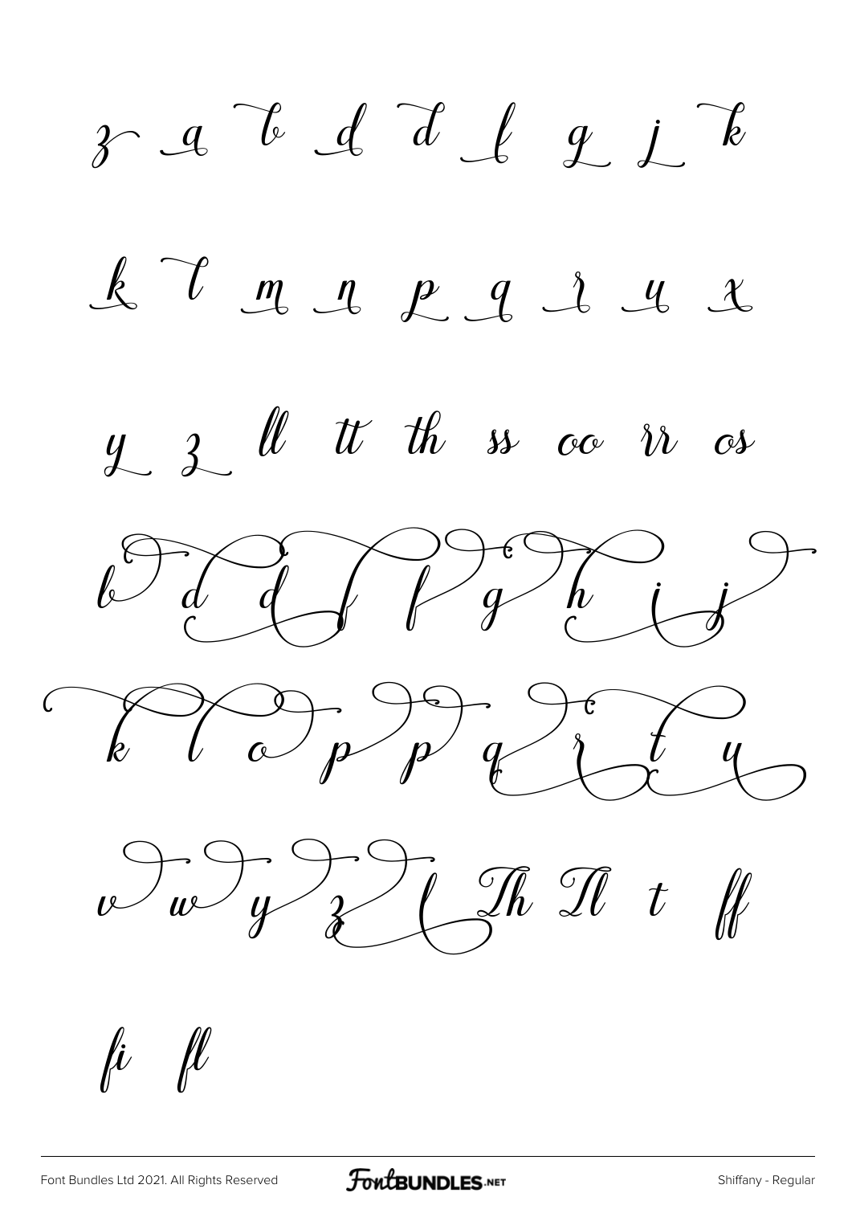z a b d d l g j k

k l m n p q r u x

y z ll tt th ss oo rr os

b d d l l g h i j

k l o p p q r t u

v w y z l Th Tl t ff

fi fl